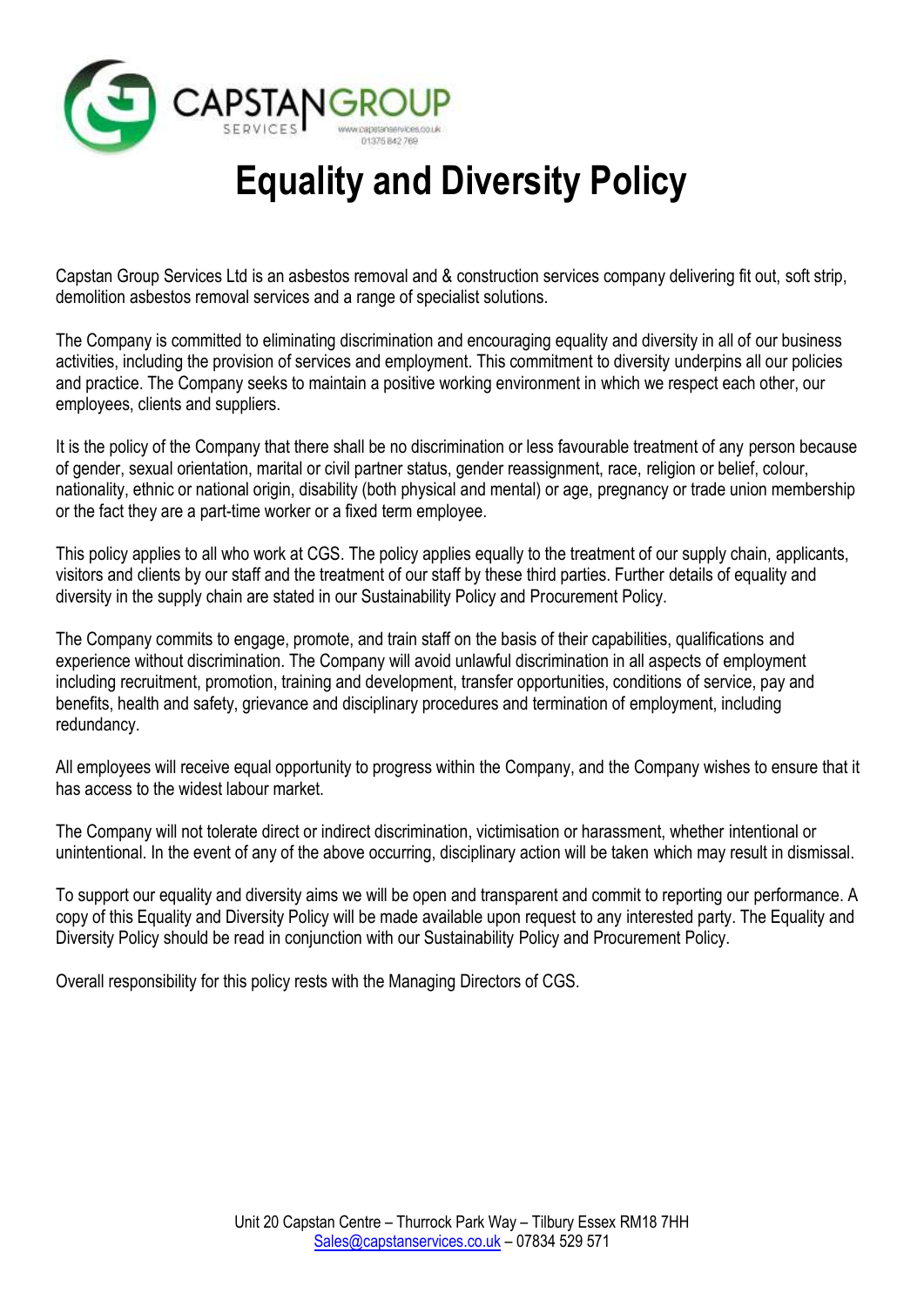# Equality and Diversity Policy

Capstan Group Services Ltd is an asbestos removal and & construction services company delivering fit out, soft strip, demolition asbestos removal services and a range of specialist solutions.

The Company is committed to eliminating discrimination and encouraging equality and diversity in all of our business activities, including the provision of services and employment. This commitment to diversity underpins all our policies and practice. The Company seeks to maintain a positive working environment in which we respect each other, our employees, clients and suppliers.

It is the policy of the Company that there shall be no discrimination or less favourable treatment of any person because of gender, sexual orientation, marital or civil partner status, gender reassignment, race, religion or belief, colour, nationality, ethnic or national origin, disability (both physical and mental) or age, pregnancy or trade union membership or the fact they are a part-time worker or a fixed term employee.

This policy applies to all who work at CGS. The policy applies equally to the treatment of our supply chain, applicants, visitors and clients by our staff and the treatment of our staff by these third parties. Further details of equality and diversity in the supply chain are stated in our Sustainability Policy and Procurement Policy.

The Company commits to engage, promote, and train staff on the basis of their capabilities, qualifications and experience without discrimination. The Company will avoid unlawful discrimination in all aspects of employment including recruitment, promotion, training and development, transfer opportunities, conditions of service, pay and benefits, health and safety, grievance and disciplinary procedures and termination of employment, including redundancy.

All employees will receive equal opportunity to progress within the Company, and the Company wishes to ensure that it has access to the widest labour market.

The Company will not tolerate direct or indirect discrimination, victimisation or harassment, whether intentional or unintentional. In the event of any of the above occurring, disciplinary action will be taken which may result in dismissal.

To support our equality and diversity aims we will be open and transparent and commit to reporting our performance. A copy of this Equality and Diversity Policy will be made available upon request to any interested party. The Equality and Diversity Policy should be read in conjunction with our Sustainability Policy and Procurement Policy.

Overall responsibility for this policy rests with the Managing Directors of CGS.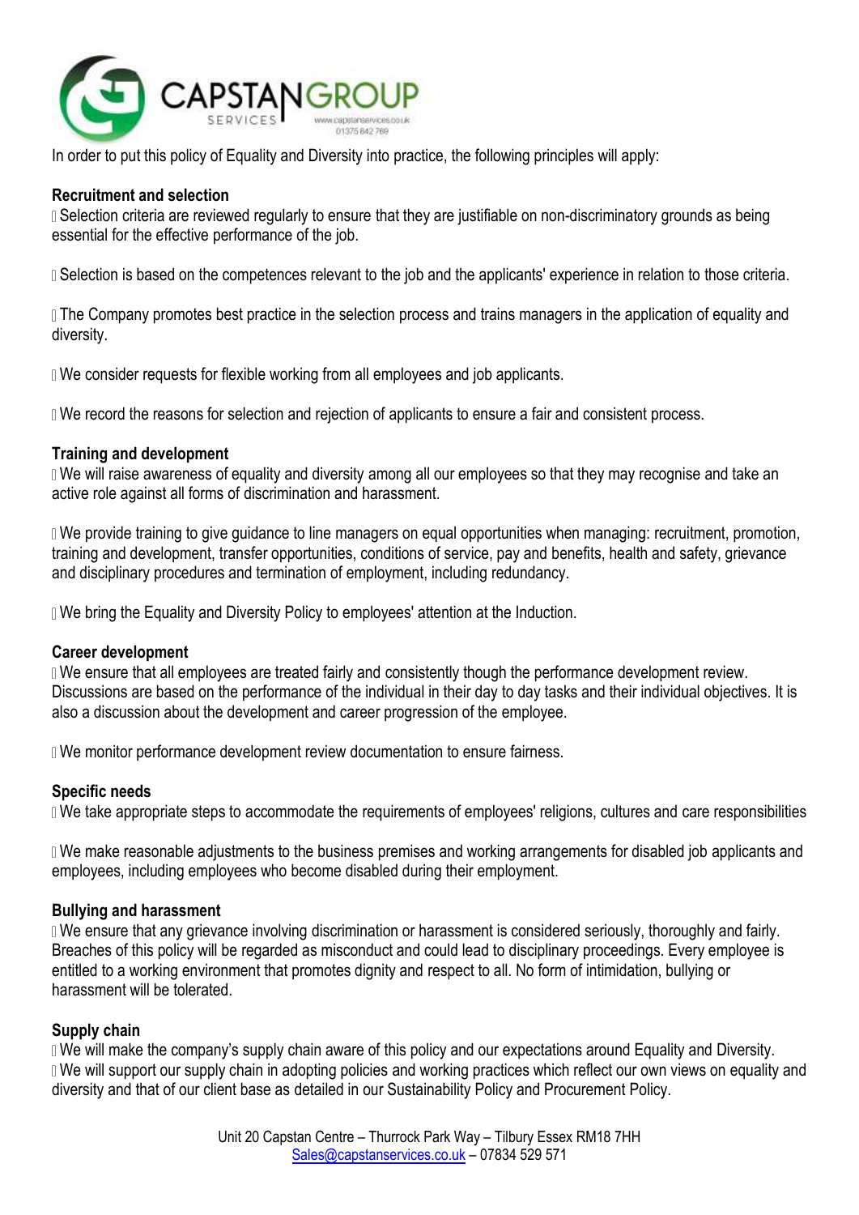In order to put this policy of Equality and Diversity into practice, the following principles will apply:

**Recruitment and selection**

- Selection criteria are reviewed regularly to ensure that they are justifiable on non-discriminatory grounds as being essential for the effective performance of the job.
- Selection is based on the competences relevant to the job and the applicants' experience in relation to those criteria.
- The Company promotes best practice in the selection process and trains managers in the application of equality and diversity.
- We consider requests for flexible working from all employees and job applicants.
- We record the reasons for selection and rejection of applicants to ensure a fair and consistent process.

**Training and development**

- We will raise awareness of equality and diversity among all our employees so that they may recognise and take an active role against all forms of discrimination and harassment.
- We provide training to give guidance to line managers on equal opportunities when managing: recruitment, promotion, training and development, transfer opportunities, conditions of service, pay and benefits, health and safety, grievance and disciplinary procedures and termination of employment, including redundancy.
- We bring the Equality and Diversity Policy to employees' attention at the Induction.

**Career development**

- We ensure that all employees are treated fairly and consistently though the performance development review. Discussions are based on the performance of the individual in their day to day tasks and their individual objectives. It is also a discussion about the development and career progression of the employee.
- We monitor performance development review documentation to ensure fairness.

**Specific needs**

- We take appropriate steps to accommodate the requirements of employees' religions, cultures and care responsibilities
- We make reasonable adjustments to the business premises and working arrangements for disabled job applicants and employees, including employees who become disabled during their employment.

**Bullying and harassment**

- We ensure that any grievance involving discrimination or harassment is considered seriously, thoroughly and fairly. Breaches of this policy will be regarded as misconduct and could lead to disciplinary proceedings. Every employee is entitled to a working environment that promotes dignity and respect to all. No form of intimidation, bullying or harassment will be tolerated.

**Supply chain**

- We will make the company's supply chain aware of this policy and our expectations around Equality and Diversity.
- We will support our supply chain in adopting policies and working practices which reflect our own views on equality and diversity and that of our client base as detailed in our Sustainability Policy and Procurement Policy.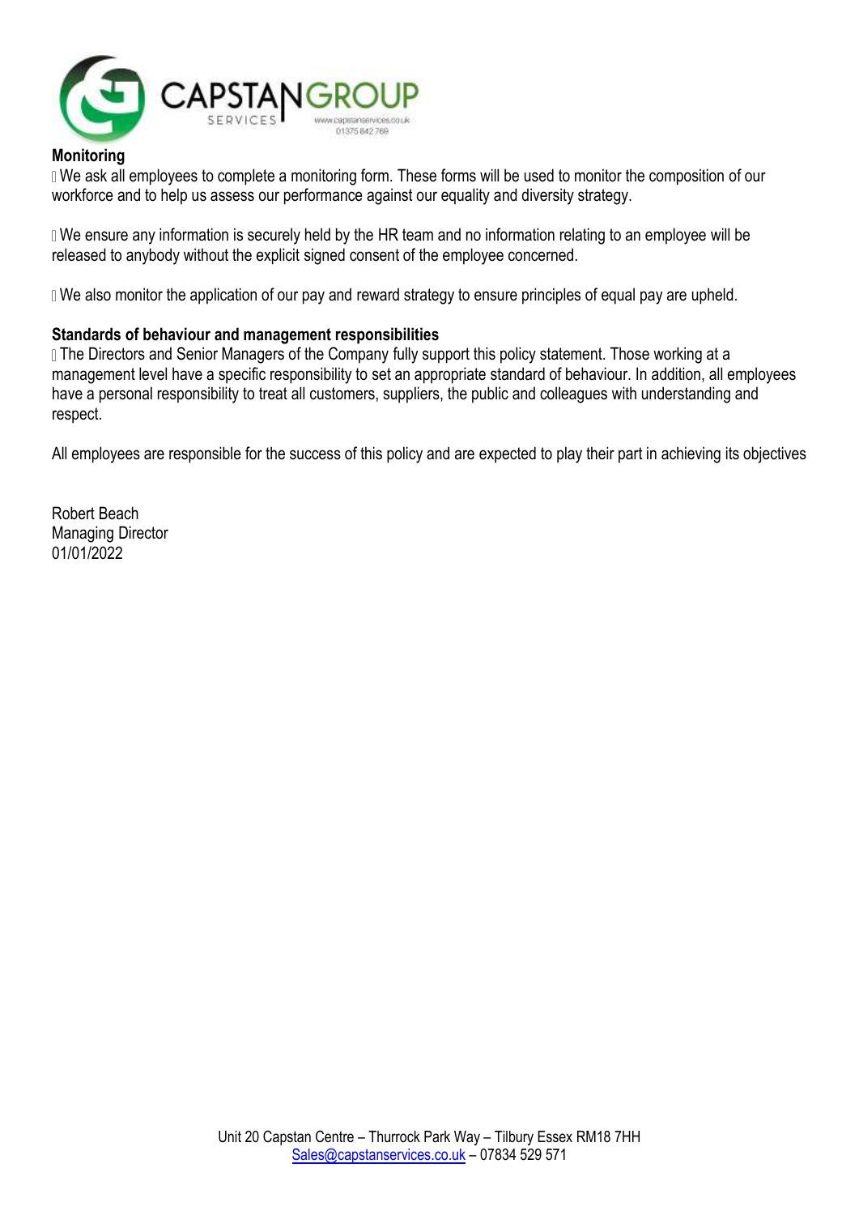**Monitoring**

 We ask all employees to complete a monitoring form. These forms will be used to monitor the composition of our workforce and to help us assess our performance against our equality and diversity strategy.

 We ensure any information is securely held by the HR team and no information relating to an employee will be released to anybody without the explicit signed consent of the employee concerned.

 We also monitor the application of our pay and reward strategy to ensure principles of equal pay are upheld.

**Standards of behaviour and management responsibilities**

 The Directors and Senior Managers of the Company fully support this policy statement. Those working at a management level have a specific responsibility to set an appropriate standard of behaviour. In addition, all employees have a personal responsibility to treat all customers, suppliers, the public and colleagues with understanding and respect.

All employees are responsible for the success of this policy and are expected to play their part in achieving its objectives

Robert Beach
Managing Director
01/01/2022